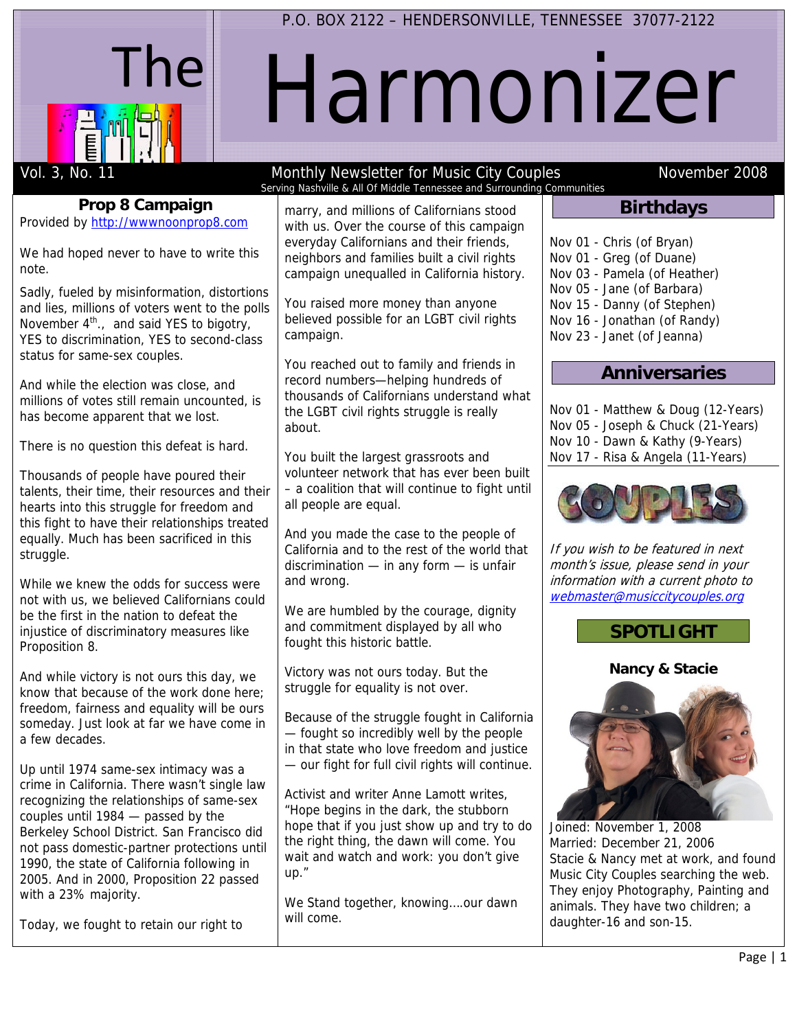P.O. BOX 2122 – HENDERSONVILLE, TENNESSEE 37077-2122

# The Harmonizer

Vol. 3, No. 11 | Monthly Newsletter for Music City Couples | November 2008

Serving Nashville & All Of Middle Tennessee and Surrounding Communities

## Prop 8 Campaign

Provided by http://wwwnoonprop8.com

We had hoped never to have to write this note.

Sadly, fueled by misinformation, distortions and lies, millions of voters went to the polls November 4th., and said YES to bigotry, YES to discrimination, YES to second-class status for same-sex couples.

And while the election was close, and millions of votes still remain uncounted, is has become apparent that we lost.

There is no question this defeat is hard.

Thousands of people have poured their talents, their time, their resources and their hearts into this struggle for freedom and this fight to have their relationships treated equally. Much has been sacrificed in this struggle.

While we knew the odds for success were not with us, we believed Californians could be the first in the nation to defeat the injustice of discriminatory measures like Proposition 8.

And while victory is not ours this day, we know that because of the work done here; freedom, fairness and equality will be ours someday. Just look at far we have come in a few decades.

Up until 1974 same-sex intimacy was a crime in California. There wasn't single law recognizing the relationships of same-sex couples until 1984 — passed by the Berkeley School District. San Francisco did not pass domestic-partner protections until 1990, the state of California following in 2005. And in 2000, Proposition 22 passed with a 23% majority.

Today, we fought to retain our right to marry, and millions of Californians stood with us. Over the course of this campaign everyday Californians and their friends, neighbors and families built a civil rights campaign unequalled in California history.

You raised more money than anyone believed possible for an LGBT civil rights campaign.

You reached out to family and friends in record numbers—helping hundreds of thousands of Californians understand what the LGBT civil rights struggle is really about.

You built the largest grassroots and volunteer network that has ever been built – a coalition that will continue to fight until all people are equal.

And you made the case to the people of California and to the rest of the world that discrimination — in any form — is unfair and wrong.

We are humbled by the courage, dignity and commitment displayed by all who fought this historic battle.

Victory was not ours today. But the struggle for equality is not over.

Because of the struggle fought in California — fought so incredibly well by the people in that state who love freedom and justice — our fight for full civil rights will continue.

Activist and writer Anne Lamott writes, "Hope begins in the dark, the stubborn hope that if you just show up and try to do the right thing, the dawn will come. You wait and watch and work: you don't give up."

We Stand together, knowing….our dawn will come.

## Birthdays

Nov 01 - Chris (of Bryan)
Nov 01 - Greg (of Duane)
Nov 03 - Pamela (of Heather)
Nov 05 - Jane (of Barbara)
Nov 15 - Danny (of Stephen)
Nov 16 - Jonathan (of Randy)
Nov 23 - Janet (of Jeanna)

## Anniversaries

Nov 01 - Matthew & Doug (12-Years)
Nov 05 - Joseph & Chuck (21-Years)
Nov 10 - Dawn & Kathy (9-Years)
Nov 17 - Risa & Angela (11-Years)

COUPLES

*If you wish to be featured in next month's issue, please send in your information with a current photo to webmaster@musiccitycouples.org*

## SPOTLIGHT

**Nancy & Stacie**

Joined: November 1, 2008
Married: December 21, 2006
Stacie & Nancy met at work, and found Music City Couples searching the web. They enjoy Photography, Painting and animals. They have two children; a daughter-16 and son-15.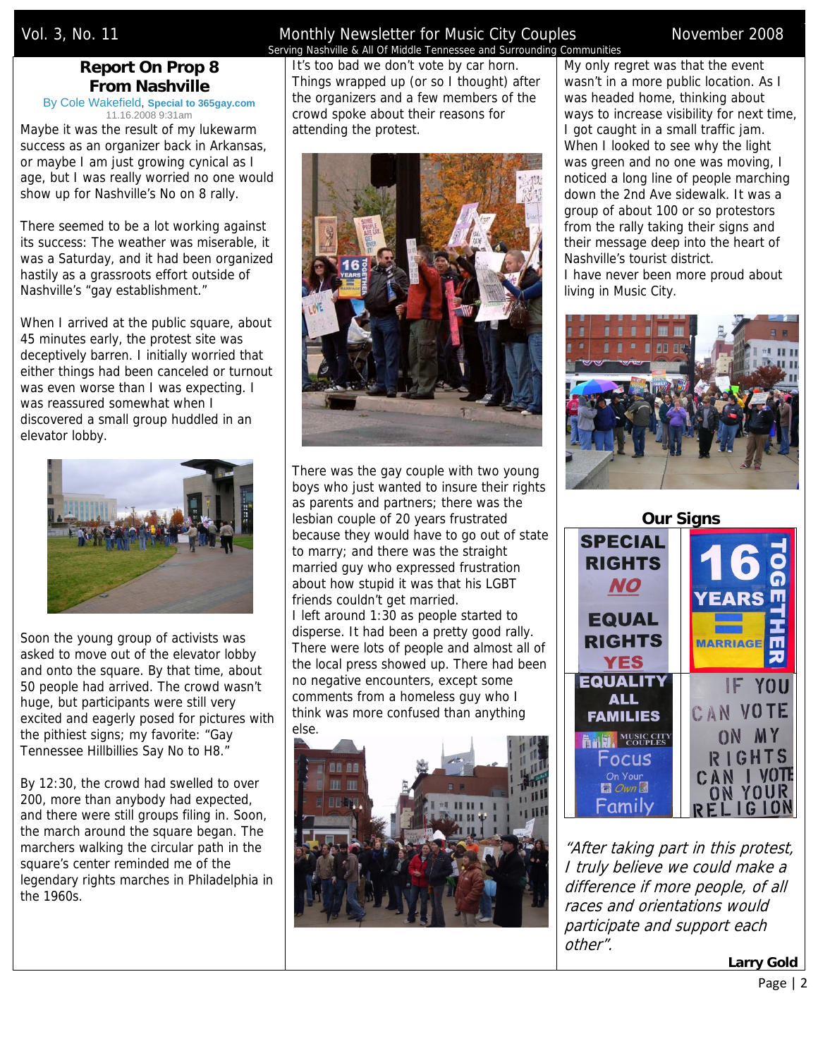## Report On Prop 8 From Nashville

By Cole Wakefield, **Special to 365gay.com**
11.16.2008 9:31am

Maybe it was the result of my lukewarm success as an organizer back in Arkansas, or maybe I am just growing cynical as I age, but I was really worried no one would show up for Nashville's No on 8 rally.

There seemed to be a lot working against its success: The weather was miserable, it was a Saturday, and it had been organized hastily as a grassroots effort outside of Nashville's "gay establishment."

When I arrived at the public square, about 45 minutes early, the protest site was deceptively barren. I initially worried that either things had been canceled or turnout was even worse than I was expecting. I was reassured somewhat when I discovered a small group huddled in an elevator lobby.

Soon the young group of activists was asked to move out of the elevator lobby and onto the square. By that time, about 50 people had arrived. The crowd wasn't huge, but participants were still very excited and eagerly posed for pictures with the pithiest signs; my favorite: "Gay Tennessee Hillbillies Say No to H8."

By 12:30, the crowd had swelled to over 200, more than anybody had expected, and there were still groups filing in. Soon, the march around the square began. The marchers walking the circular path in the square's center reminded me of the legendary rights marches in Philadelphia in the 1960s.

It's too bad we don't vote by car horn. Things wrapped up (or so I thought) after the organizers and a few members of the crowd spoke about their reasons for attending the protest.

There was the gay couple with two young boys who just wanted to insure their rights as parents and partners; there was the lesbian couple of 20 years frustrated because they would have to go out of state to marry; and there was the straight married guy who expressed frustration about how stupid it was that his LGBT friends couldn't get married.

I left around 1:30 as people started to disperse. It had been a pretty good rally. There were lots of people and almost all of the local press showed up. There had been no negative encounters, except some comments from a homeless guy who I think was more confused than anything else.

My only regret was that the event wasn't in a more public location. As I was headed home, thinking about ways to increase visibility for next time, I got caught in a small traffic jam. When I looked to see why the light was green and no one was moving, I noticed a long line of people marching down the 2nd Ave sidewalk. It was a group of about 100 or so protestors from the rally taking their signs and their message deep into the heart of Nashville's tourist district.

I have never been more proud about living in Music City.

### Our Signs

SPECIAL RIGHTS NO — EQUAL RIGHTS YES

16 YEARS TOGETHER — MARRIAGE

EQUALITY ALL FAMILIES — Music City Couples — Focus On Your Own Family

IF YOU CAN VOTE ON MY RIGHTS CAN I VOTE ON YOUR RELIGION

*"After taking part in this protest, I truly believe we could make a difference if more people, of all races and orientations would participate and support each other".*

**Larry Gold**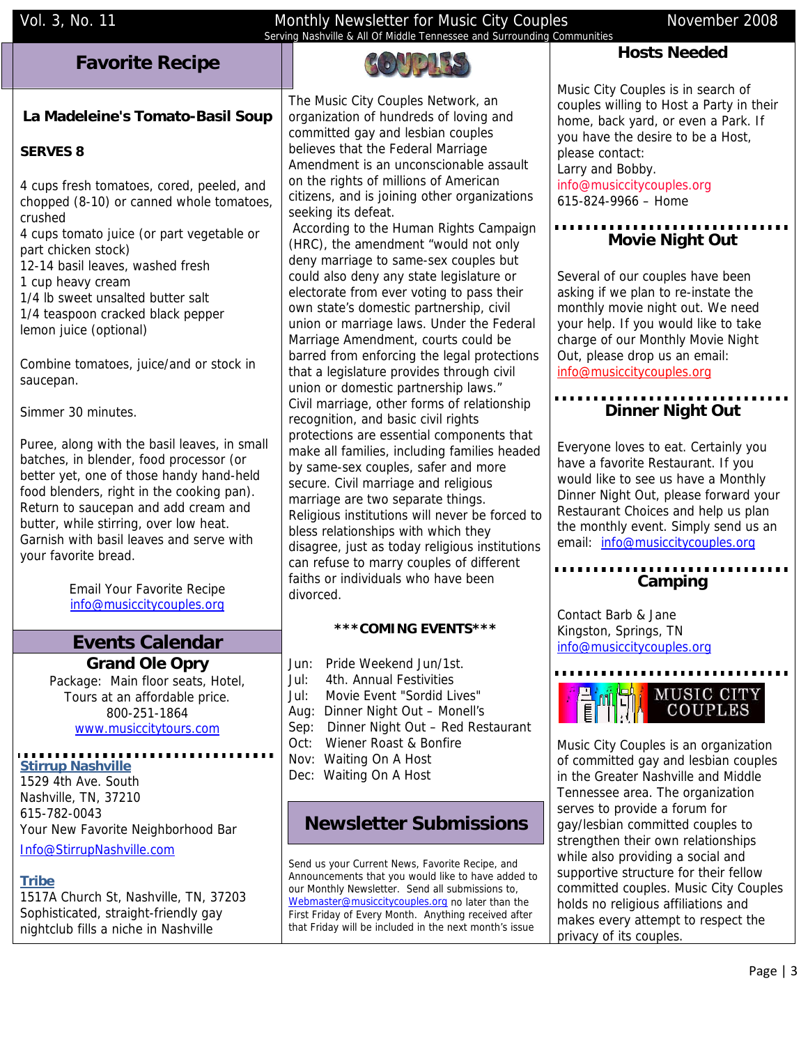## Favorite Recipe

### La Madeleine's Tomato-Basil Soup

**SERVES 8**

4 cups fresh tomatoes, cored, peeled, and chopped (8-10) or canned whole tomatoes, crushed
4 cups tomato juice (or part vegetable or part chicken stock)
12-14 basil leaves, washed fresh
1 cup heavy cream
1/4 lb sweet unsalted butter salt
1/4 teaspoon cracked black pepper
lemon juice (optional)

Combine tomatoes, juice/and or stock in saucepan.

Simmer 30 minutes.

Puree, along with the basil leaves, in small batches, in blender, food processor (or better yet, one of those handy hand-held food blenders, right in the cooking pan). Return to saucepan and add cream and butter, while stirring, over low heat. Garnish with basil leaves and serve with your favorite bread.

Email Your Favorite Recipe
info@musiccitycouples.org

## Events Calendar

### Grand Ole Opry

Package: Main floor seats, Hotel, Tours at an affordable price.
800-251-1864
www.musiccitytours.com

**Stirrup Nashville**
1529 4th Ave. South
Nashville, TN, 37210
615-782-0043
Your New Favorite Neighborhood Bar
Info@StirrupNashville.com

**Tribe**
1517A Church St, Nashville, TN, 37203
Sophisticated, straight-friendly gay nightclub fills a niche in Nashville

## COUPLES

The Music City Couples Network, an organization of hundreds of loving and committed gay and lesbian couples believes that the Federal Marriage Amendment is an unconscionable assault on the rights of millions of American citizens, and is joining other organizations seeking its defeat.

According to the Human Rights Campaign (HRC), the amendment "would not only deny marriage to same-sex couples but could also deny any state legislature or electorate from ever voting to pass their own state's domestic partnership, civil union or marriage laws. Under the Federal Marriage Amendment, courts could be barred from enforcing the legal protections that a legislature provides through civil union or domestic partnership laws." Civil marriage, other forms of relationship recognition, and basic civil rights protections are essential components that make all families, including families headed by same-sex couples, safer and more secure. Civil marriage and religious marriage are two separate things. Religious institutions will never be forced to bless relationships with which they disagree, just as today religious institutions can refuse to marry couples of different faiths or individuals who have been divorced.

**\*\*\*COMING EVENTS\*\*\***

Jun: Pride Weekend Jun/1st.
Jul: 4th. Annual Festivities
Jul: Movie Event "Sordid Lives"
Aug: Dinner Night Out – Monell's
Sep: Dinner Night Out – Red Restaurant
Oct: Wiener Roast & Bonfire
Nov: Waiting On A Host
Dec: Waiting On A Host

## Newsletter Submissions

Send us your Current News, Favorite Recipe, and Announcements that you would like to have added to our Monthly Newsletter. Send all submissions to, Webmaster@musiccitycouples.org no later than the First Friday of Every Month. Anything received after that Friday will be included in the next month's issue

## Hosts Needed

Music City Couples is in search of couples willing to Host a Party in their home, back yard, or even a Park. If you have the desire to be a Host, please contact:
Larry and Bobby.
info@musiccitycouples.org
615-824-9966 – Home

## Movie Night Out

Several of our couples have been asking if we plan to re-instate the monthly movie night out. We need your help. If you would like to take charge of our Monthly Movie Night Out, please drop us an email:
info@musiccitycouples.org

## Dinner Night Out

Everyone loves to eat. Certainly you have a favorite Restaurant. If you would like to see us have a Monthly Dinner Night Out, please forward your Restaurant Choices and help us plan the monthly event. Simply send us an email: info@musiccitycouples.org

## Camping

Contact Barb & Jane
Kingston, Springs, TN
info@musiccitycouples.org

MUSIC CITY COUPLES

Music City Couples is an organization of committed gay and lesbian couples in the Greater Nashville and Middle Tennessee area. The organization serves to provide a forum for gay/lesbian committed couples to strengthen their own relationships while also providing a social and supportive structure for their fellow committed couples. Music City Couples holds no religious affiliations and makes every attempt to respect the privacy of its couples.